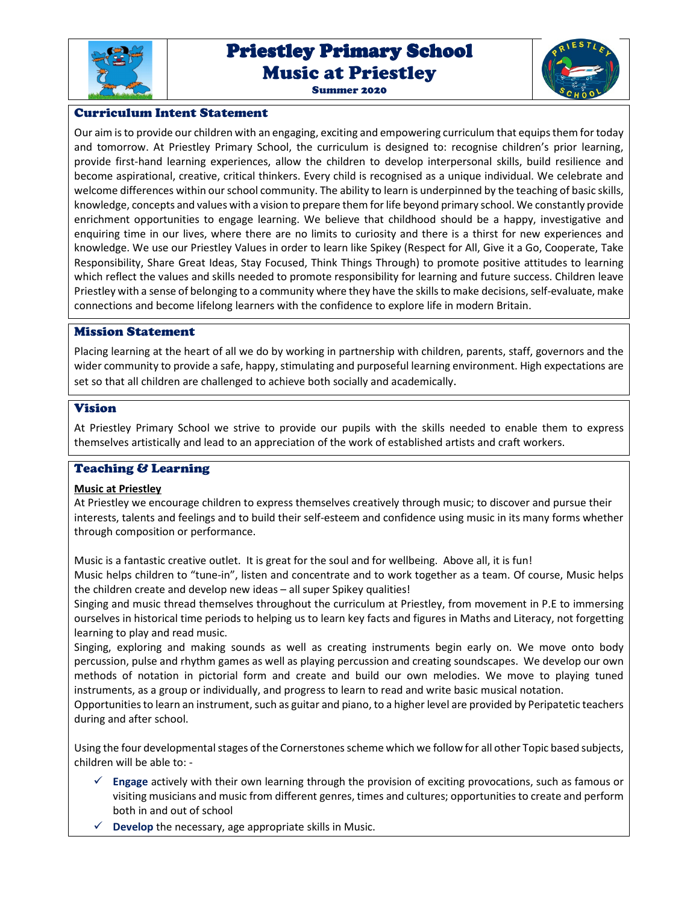# Priestley Primary School
## Music at Priestley
**Summer 2020**

### Curriculum Intent Statement

Our aim is to provide our children with an engaging, exciting and empowering curriculum that equips them for today and tomorrow. At Priestley Primary School, the curriculum is designed to: recognise children's prior learning, provide first-hand learning experiences, allow the children to develop interpersonal skills, build resilience and become aspirational, creative, critical thinkers. Every child is recognised as a unique individual. We celebrate and welcome differences within our school community. The ability to learn is underpinned by the teaching of basic skills, knowledge, concepts and values with a vision to prepare them for life beyond primary school. We constantly provide enrichment opportunities to engage learning. We believe that childhood should be a happy, investigative and enquiring time in our lives, where there are no limits to curiosity and there is a thirst for new experiences and knowledge. We use our Priestley Values in order to learn like Spikey (Respect for All, Give it a Go, Cooperate, Take Responsibility, Share Great Ideas, Stay Focused, Think Things Through) to promote positive attitudes to learning which reflect the values and skills needed to promote responsibility for learning and future success. Children leave Priestley with a sense of belonging to a community where they have the skills to make decisions, self-evaluate, make connections and become lifelong learners with the confidence to explore life in modern Britain.

### Mission Statement

Placing learning at the heart of all we do by working in partnership with children, parents, staff, governors and the wider community to provide a safe, happy, stimulating and purposeful learning environment. High expectations are set so that all children are challenged to achieve both socially and academically.

### Vision

At Priestley Primary School we strive to provide our pupils with the skills needed to enable them to express themselves artistically and lead to an appreciation of the work of established artists and craft workers.

### Teaching & Learning

**Music at Priestley**

At Priestley we encourage children to express themselves creatively through music; to discover and pursue their interests, talents and feelings and to build their self-esteem and confidence using music in its many forms whether through composition or performance.

Music is a fantastic creative outlet. It is great for the soul and for wellbeing. Above all, it is fun!
Music helps children to "tune-in", listen and concentrate and to work together as a team. Of course, Music helps the children create and develop new ideas – all super Spikey qualities!
Singing and music thread themselves throughout the curriculum at Priestley, from movement in P.E to immersing ourselves in historical time periods to helping us to learn key facts and figures in Maths and Literacy, not forgetting learning to play and read music.
Singing, exploring and making sounds as well as creating instruments begin early on. We move onto body percussion, pulse and rhythm games as well as playing percussion and creating soundscapes. We develop our own methods of notation in pictorial form and create and build our own melodies. We move to playing tuned instruments, as a group or individually, and progress to learn to read and write basic musical notation.
Opportunities to learn an instrument, such as guitar and piano, to a higher level are provided by Peripatetic teachers during and after school.

Using the four developmental stages of the Cornerstones scheme which we follow for all other Topic based subjects, children will be able to: -

- ✓ **Engage** actively with their own learning through the provision of exciting provocations, such as famous or visiting musicians and music from different genres, times and cultures; opportunities to create and perform both in and out of school
- ✓ **Develop** the necessary, age appropriate skills in Music.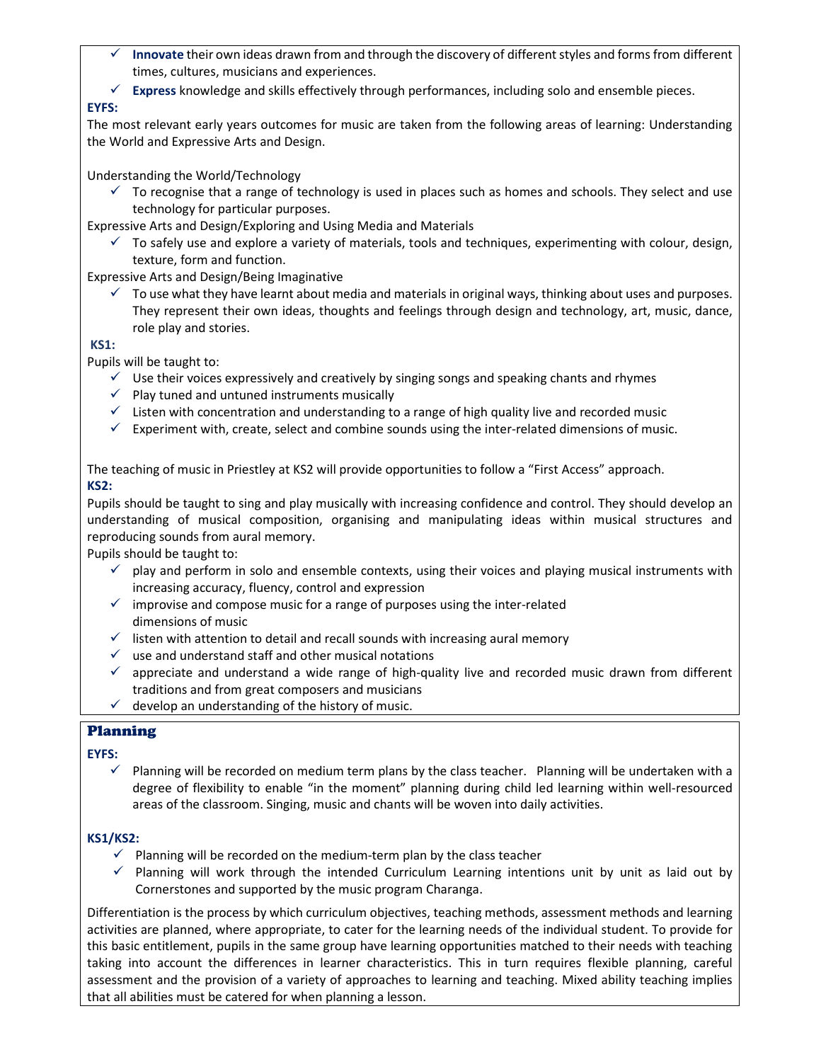- ✓ **Innovate** their own ideas drawn from and through the discovery of different styles and forms from different times, cultures, musicians and experiences.
- ✓ **Express** knowledge and skills effectively through performances, including solo and ensemble pieces.

**EYFS:**

The most relevant early years outcomes for music are taken from the following areas of learning: Understanding the World and Expressive Arts and Design.

Understanding the World/Technology

- ✓ To recognise that a range of technology is used in places such as homes and schools. They select and use technology for particular purposes.

Expressive Arts and Design/Exploring and Using Media and Materials

- ✓ To safely use and explore a variety of materials, tools and techniques, experimenting with colour, design, texture, form and function.

Expressive Arts and Design/Being Imaginative

- ✓ To use what they have learnt about media and materials in original ways, thinking about uses and purposes. They represent their own ideas, thoughts and feelings through design and technology, art, music, dance, role play and stories.

**KS1:**

Pupils will be taught to:

- ✓ Use their voices expressively and creatively by singing songs and speaking chants and rhymes
- ✓ Play tuned and untuned instruments musically
- ✓ Listen with concentration and understanding to a range of high quality live and recorded music
- ✓ Experiment with, create, select and combine sounds using the inter-related dimensions of music.

The teaching of music in Priestley at KS2 will provide opportunities to follow a "First Access" approach.

**KS2:**

Pupils should be taught to sing and play musically with increasing confidence and control. They should develop an understanding of musical composition, organising and manipulating ideas within musical structures and reproducing sounds from aural memory.

Pupils should be taught to:

- ✓ play and perform in solo and ensemble contexts, using their voices and playing musical instruments with increasing accuracy, fluency, control and expression
- ✓ improvise and compose music for a range of purposes using the inter-related dimensions of music
- ✓ listen with attention to detail and recall sounds with increasing aural memory
- ✓ use and understand staff and other musical notations
- ✓ appreciate and understand a wide range of high-quality live and recorded music drawn from different traditions and from great composers and musicians
- ✓ develop an understanding of the history of music.

## Planning

**EYFS:**

- ✓ Planning will be recorded on medium term plans by the class teacher. Planning will be undertaken with a degree of flexibility to enable "in the moment" planning during child led learning within well-resourced areas of the classroom. Singing, music and chants will be woven into daily activities.

**KS1/KS2:**

- ✓ Planning will be recorded on the medium-term plan by the class teacher
- ✓ Planning will work through the intended Curriculum Learning intentions unit by unit as laid out by Cornerstones and supported by the music program Charanga.

Differentiation is the process by which curriculum objectives, teaching methods, assessment methods and learning activities are planned, where appropriate, to cater for the learning needs of the individual student. To provide for this basic entitlement, pupils in the same group have learning opportunities matched to their needs with teaching taking into account the differences in learner characteristics. This in turn requires flexible planning, careful assessment and the provision of a variety of approaches to learning and teaching. Mixed ability teaching implies that all abilities must be catered for when planning a lesson.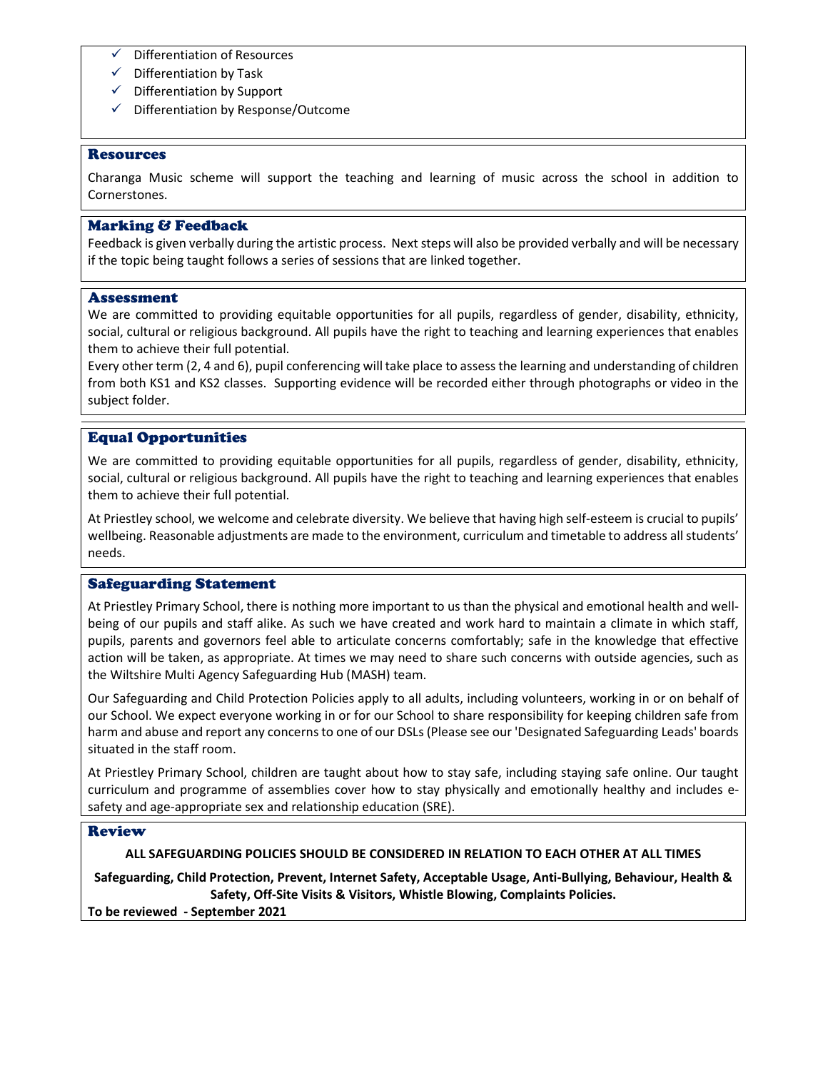- ✓ Differentiation of Resources
- ✓ Differentiation by Task
- ✓ Differentiation by Support
- ✓ Differentiation by Response/Outcome

## Resources

Charanga Music scheme will support the teaching and learning of music across the school in addition to Cornerstones.

## Marking & Feedback

Feedback is given verbally during the artistic process. Next steps will also be provided verbally and will be necessary if the topic being taught follows a series of sessions that are linked together.

## Assessment

We are committed to providing equitable opportunities for all pupils, regardless of gender, disability, ethnicity, social, cultural or religious background. All pupils have the right to teaching and learning experiences that enables them to achieve their full potential.

Every other term (2, 4 and 6), pupil conferencing will take place to assess the learning and understanding of children from both KS1 and KS2 classes. Supporting evidence will be recorded either through photographs or video in the subject folder.

## Equal Opportunities

We are committed to providing equitable opportunities for all pupils, regardless of gender, disability, ethnicity, social, cultural or religious background. All pupils have the right to teaching and learning experiences that enables them to achieve their full potential.

At Priestley school, we welcome and celebrate diversity. We believe that having high self-esteem is crucial to pupils' wellbeing. Reasonable adjustments are made to the environment, curriculum and timetable to address all students' needs.

## Safeguarding Statement

At Priestley Primary School, there is nothing more important to us than the physical and emotional health and well-being of our pupils and staff alike. As such we have created and work hard to maintain a climate in which staff, pupils, parents and governors feel able to articulate concerns comfortably; safe in the knowledge that effective action will be taken, as appropriate. At times we may need to share such concerns with outside agencies, such as the Wiltshire Multi Agency Safeguarding Hub (MASH) team.

Our Safeguarding and Child Protection Policies apply to all adults, including volunteers, working in or on behalf of our School. We expect everyone working in or for our School to share responsibility for keeping children safe from harm and abuse and report any concerns to one of our DSLs (Please see our 'Designated Safeguarding Leads' boards situated in the staff room.

At Priestley Primary School, children are taught about how to stay safe, including staying safe online. Our taught curriculum and programme of assemblies cover how to stay physically and emotionally healthy and includes e-safety and age-appropriate sex and relationship education (SRE).

## Review

**ALL SAFEGUARDING POLICIES SHOULD BE CONSIDERED IN RELATION TO EACH OTHER AT ALL TIMES**

**Safeguarding, Child Protection, Prevent, Internet Safety, Acceptable Usage, Anti-Bullying, Behaviour, Health & Safety, Off-Site Visits & Visitors, Whistle Blowing, Complaints Policies.**

**To be reviewed - September 2021**